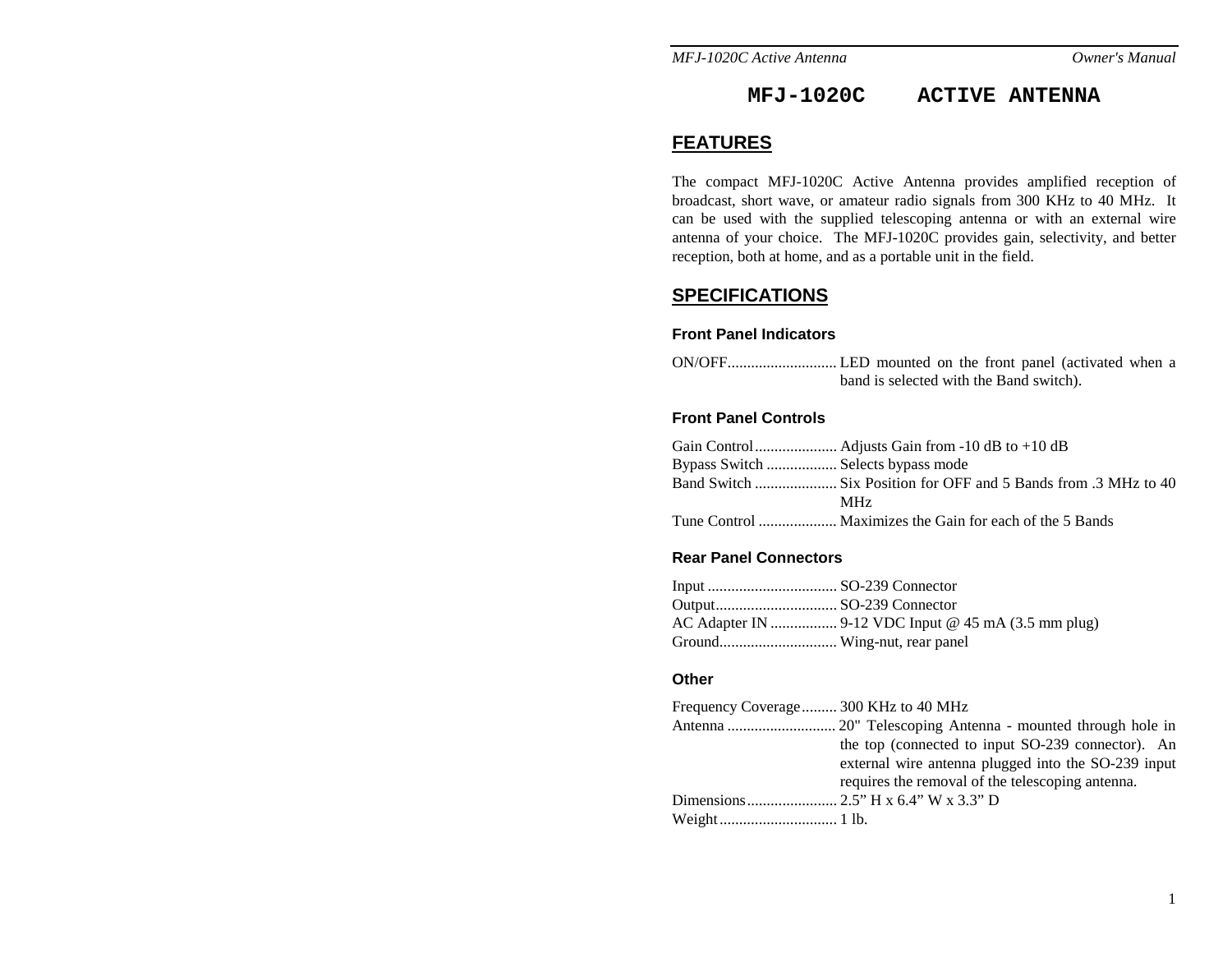# MFJ-1020C ACTIVE ANTENNA

## FEATURES

The compact MFJ-1020C Active Antenna provides amplified reception of broadcast, short wave, or amateur radio signals from 300 KHz to 40 MHz. It can be used with the supplied telescoping antenna or with an external wire antenna of your choice. The MFJ-1020C provides gain, selectivity, and better reception, both at home, and as a portable unit in the field.

## SPECIFICATIONS

### Front Panel Indicators

ON/OFF............................ LED mounted on the front panel (activated when a band is selected with the Band switch).

### Front Panel Controls

Gain Control..................... Adjusts Gain from -10 dB to +10 dB
Bypass Switch .................. Selects bypass mode
Band Switch ..................... Six Position for OFF and 5 Bands from .3 MHz to 40 MHz
Tune Control .................... Maximizes the Gain for each of the 5 Bands

### Rear Panel Connectors

Input ................................. SO-239 Connector
Output............................... SO-239 Connector
AC Adapter IN ................. 9-12 VDC Input @ 45 mA (3.5 mm plug)
Ground.............................. Wing-nut, rear panel

### Other

Frequency Coverage......... 300 KHz to 40 MHz
Antenna ............................ 20" Telescoping Antenna - mounted through hole in the top (connected to input SO-239 connector). An external wire antenna plugged into the SO-239 input requires the removal of the telescoping antenna.
Dimensions....................... 2.5” H x 6.4” W x 3.3” D
Weight.............................. 1 lb.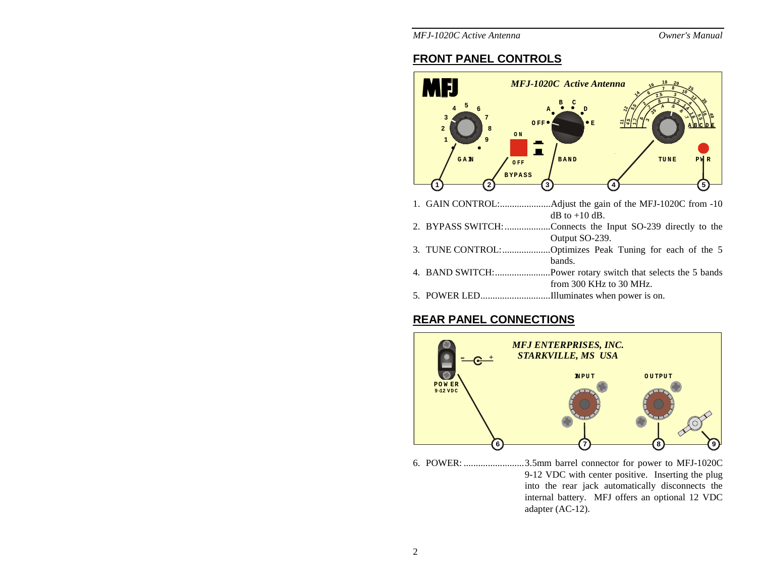## FRONT PANEL CONTROLS

1. GAIN CONTROL:....................Adjust the gain of the MFJ-1020C from -10 dB to +10 dB.
2. BYPASS SWITCH:..................Connects the Input SO-239 directly to the Output SO-239.
3. TUNE CONTROL:...................Optimizes Peak Tuning for each of the 5 bands.
4. BAND SWITCH:......................Power rotary switch that selects the 5 bands from 300 KHz to 30 MHz.
5. POWER LED............................Illuminates when power is on.

## REAR PANEL CONNECTIONS

6. POWER: .........................3.5mm barrel connector for power to MFJ-1020C 9-12 VDC with center positive. Inserting the plug into the rear jack automatically disconnects the internal battery. MFJ offers an optional 12 VDC adapter (AC-12).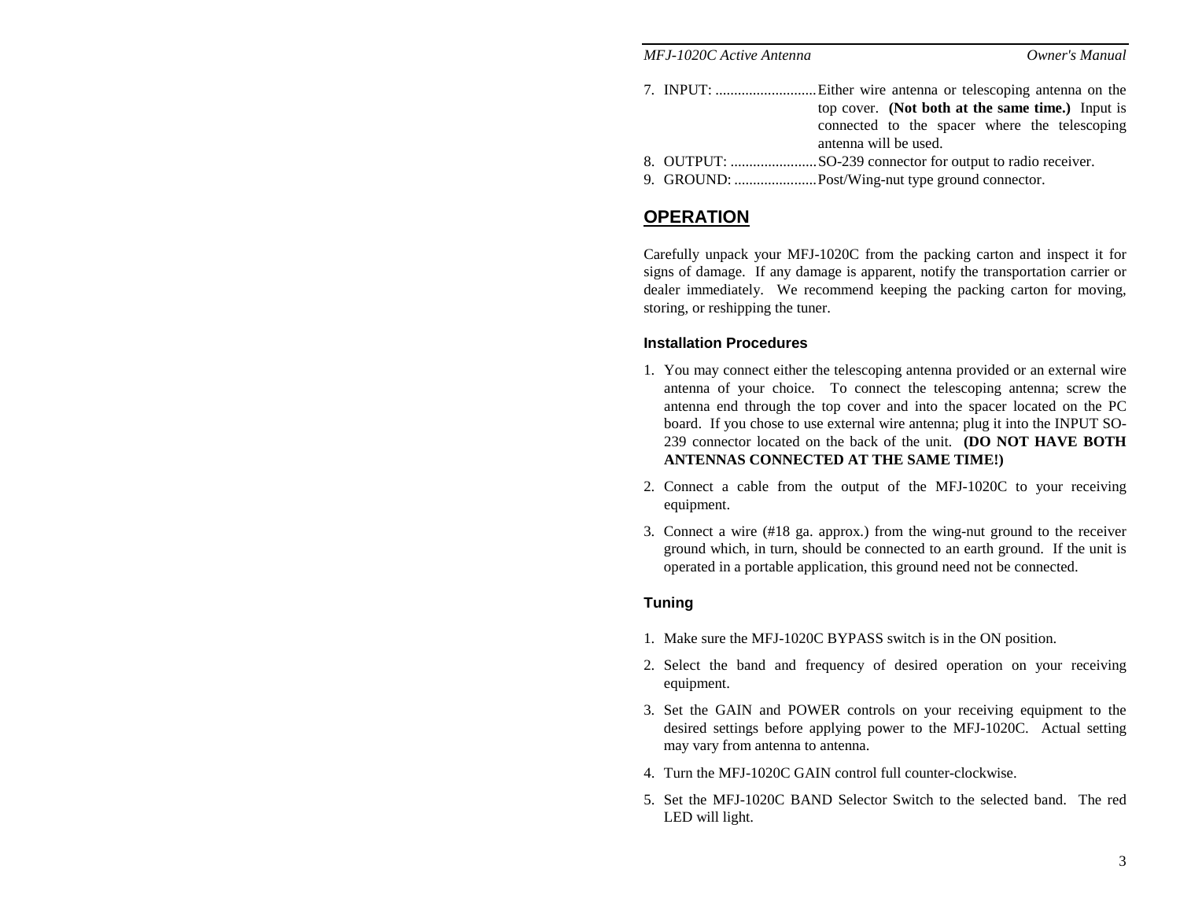7. INPUT: ........................... Either wire antenna or telescoping antenna on the top cover. **(Not both at the same time.)** Input is connected to the spacer where the telescoping antenna will be used.
8. OUTPUT: ....................... SO-239 connector for output to radio receiver.
9. GROUND: ...................... Post/Wing-nut type ground connector.

## OPERATION

Carefully unpack your MFJ-1020C from the packing carton and inspect it for signs of damage. If any damage is apparent, notify the transportation carrier or dealer immediately. We recommend keeping the packing carton for moving, storing, or reshipping the tuner.

### Installation Procedures

1. You may connect either the telescoping antenna provided or an external wire antenna of your choice. To connect the telescoping antenna; screw the antenna end through the top cover and into the spacer located on the PC board. If you chose to use external wire antenna; plug it into the INPUT SO-239 connector located on the back of the unit. **(DO NOT HAVE BOTH ANTENNAS CONNECTED AT THE SAME TIME!)**
2. Connect a cable from the output of the MFJ-1020C to your receiving equipment.
3. Connect a wire (#18 ga. approx.) from the wing-nut ground to the receiver ground which, in turn, should be connected to an earth ground. If the unit is operated in a portable application, this ground need not be connected.

### Tuning

1. Make sure the MFJ-1020C BYPASS switch is in the ON position.
2. Select the band and frequency of desired operation on your receiving equipment.
3. Set the GAIN and POWER controls on your receiving equipment to the desired settings before applying power to the MFJ-1020C. Actual setting may vary from antenna to antenna.
4. Turn the MFJ-1020C GAIN control full counter-clockwise.
5. Set the MFJ-1020C BAND Selector Switch to the selected band. The red LED will light.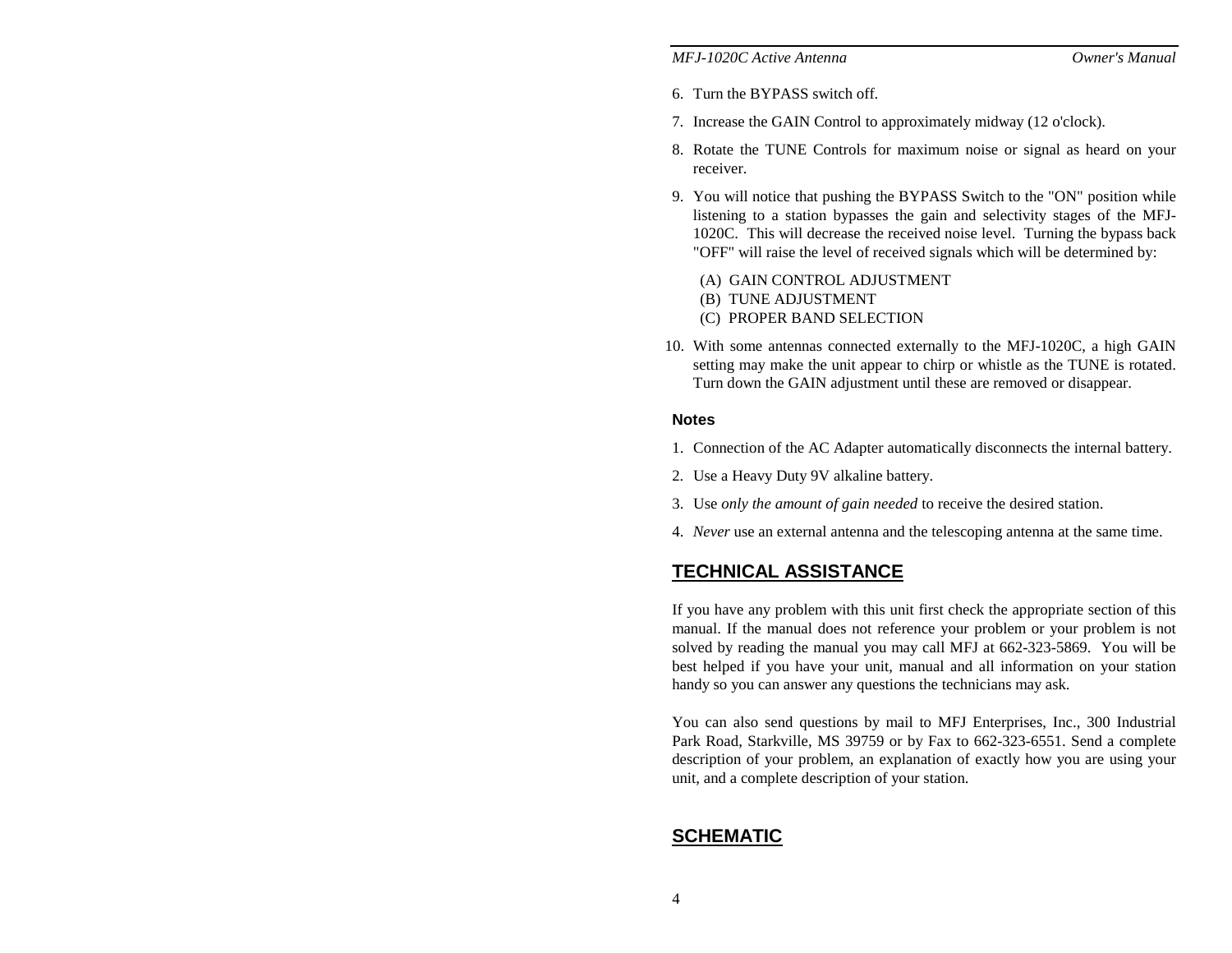6. Turn the BYPASS switch off.
7. Increase the GAIN Control to approximately midway (12 o'clock).
8. Rotate the TUNE Controls for maximum noise or signal as heard on your receiver.
9. You will notice that pushing the BYPASS Switch to the "ON" position while listening to a station bypasses the gain and selectivity stages of the MFJ-1020C. This will decrease the received noise level. Turning the bypass back "OFF" will raise the level of received signals which will be determined by:

   (A) GAIN CONTROL ADJUSTMENT
   (B) TUNE ADJUSTMENT
   (C) PROPER BAND SELECTION

10. With some antennas connected externally to the MFJ-1020C, a high GAIN setting may make the unit appear to chirp or whistle as the TUNE is rotated. Turn down the GAIN adjustment until these are removed or disappear.

**Notes**

1. Connection of the AC Adapter automatically disconnects the internal battery.
2. Use a Heavy Duty 9V alkaline battery.
3. Use *only the amount of gain needed* to receive the desired station.
4. *Never* use an external antenna and the telescoping antenna at the same time.

## TECHNICAL ASSISTANCE

If you have any problem with this unit first check the appropriate section of this manual. If the manual does not reference your problem or your problem is not solved by reading the manual you may call MFJ at 662-323-5869. You will be best helped if you have your unit, manual and all information on your station handy so you can answer any questions the technicians may ask.

You can also send questions by mail to MFJ Enterprises, Inc., 300 Industrial Park Road, Starkville, MS 39759 or by Fax to 662-323-6551. Send a complete description of your problem, an explanation of exactly how you are using your unit, and a complete description of your station.

## SCHEMATIC